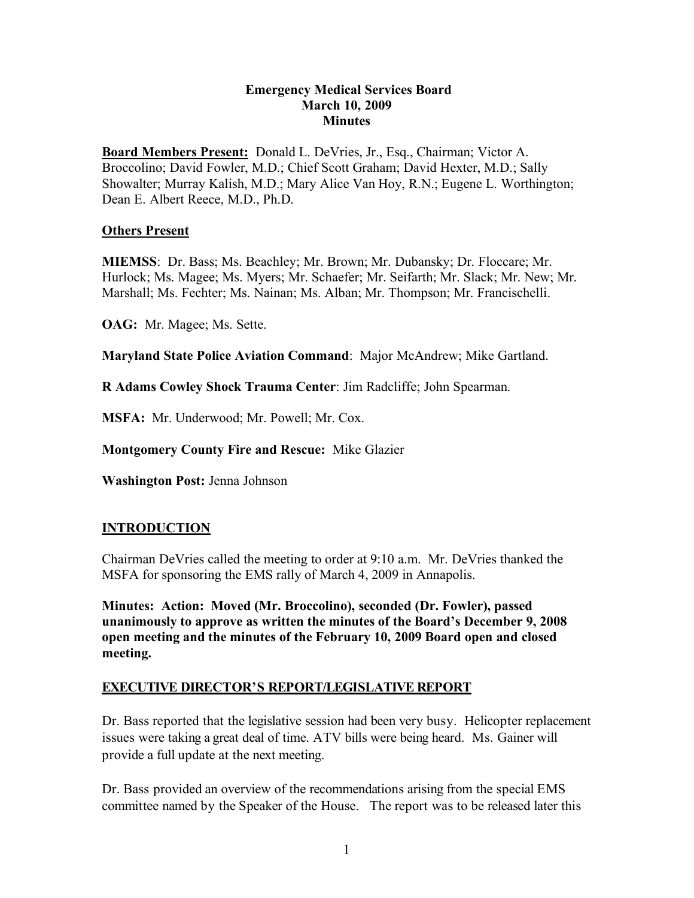**Emergency Medical Services Board**
**March 10, 2009**
**Minutes**

**Board Members Present:** Donald L. DeVries, Jr., Esq., Chairman; Victor A. Broccolino; David Fowler, M.D.; Chief Scott Graham; David Hexter, M.D.; Sally Showalter; Murray Kalish, M.D.; Mary Alice Van Hoy, R.N.; Eugene L. Worthington; Dean E. Albert Reece, M.D., Ph.D.

**Others Present**

**MIEMSS**: Dr. Bass; Ms. Beachley; Mr. Brown; Mr. Dubansky; Dr. Floccare; Mr. Hurlock; Ms. Magee; Ms. Myers; Mr. Schaefer; Mr. Seifarth; Mr. Slack; Mr. New; Mr. Marshall; Ms. Fechter; Ms. Nainan; Ms. Alban; Mr. Thompson; Mr. Francischelli.

**OAG:** Mr. Magee; Ms. Sette.

**Maryland State Police Aviation Command**: Major McAndrew; Mike Gartland.

**R Adams Cowley Shock Trauma Center**: Jim Radcliffe; John Spearman.

**MSFA:** Mr. Underwood; Mr. Powell; Mr. Cox.

**Montgomery County Fire and Rescue:** Mike Glazier

**Washington Post:** Jenna Johnson

## INTRODUCTION

Chairman DeVries called the meeting to order at 9:10 a.m. Mr. DeVries thanked the MSFA for sponsoring the EMS rally of March 4, 2009 in Annapolis.

**Minutes: Action: Moved (Mr. Broccolino), seconded (Dr. Fowler), passed unanimously to approve as written the minutes of the Board's December 9, 2008 open meeting and the minutes of the February 10, 2009 Board open and closed meeting.**

## EXECUTIVE DIRECTOR'S REPORT/LEGISLATIVE REPORT

Dr. Bass reported that the legislative session had been very busy. Helicopter replacement issues were taking a great deal of time. ATV bills were being heard. Ms. Gainer will provide a full update at the next meeting.

Dr. Bass provided an overview of the recommendations arising from the special EMS committee named by the Speaker of the House. The report was to be released later this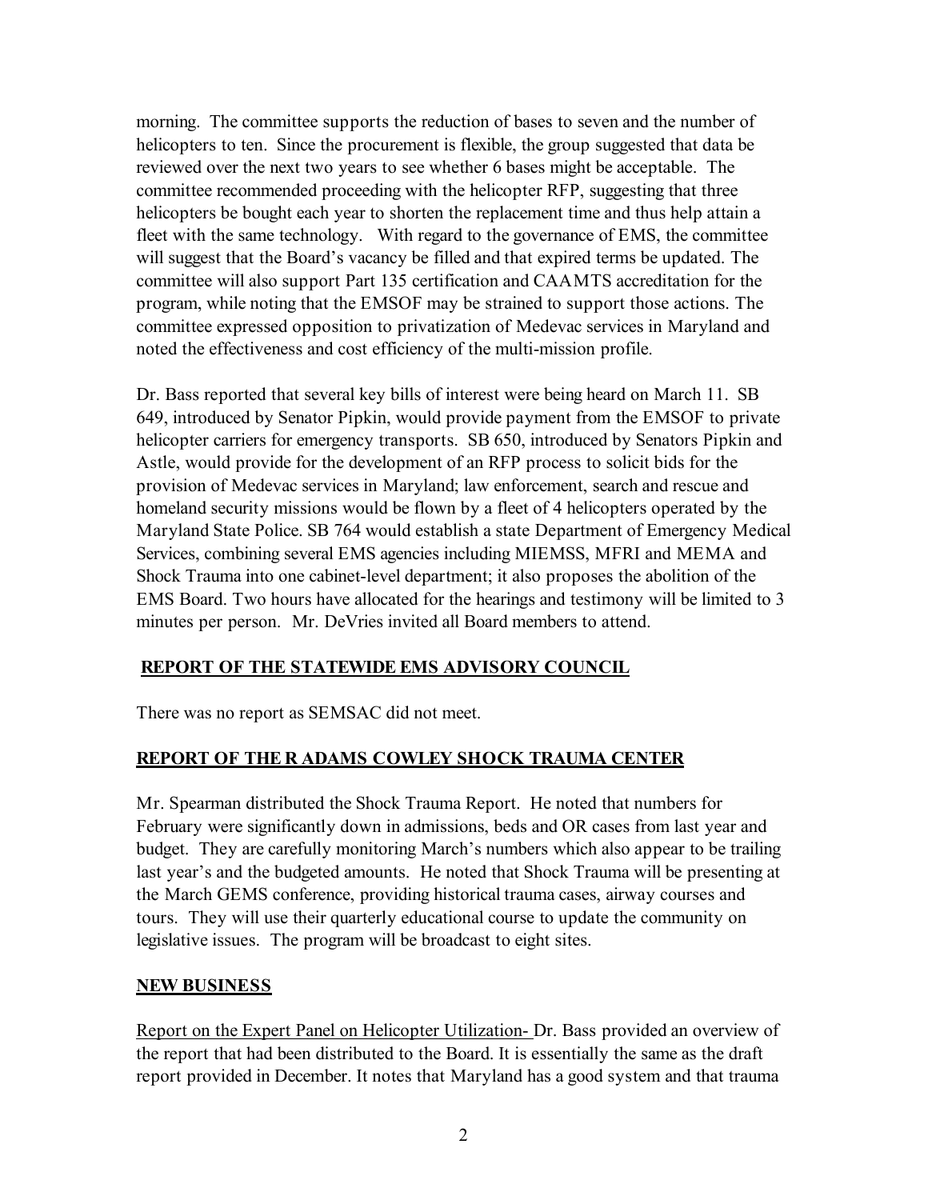morning. The committee supports the reduction of bases to seven and the number of helicopters to ten. Since the procurement is flexible, the group suggested that data be reviewed over the next two years to see whether 6 bases might be acceptable. The committee recommended proceeding with the helicopter RFP, suggesting that three helicopters be bought each year to shorten the replacement time and thus help attain a fleet with the same technology. With regard to the governance of EMS, the committee will suggest that the Board's vacancy be filled and that expired terms be updated. The committee will also support Part 135 certification and CAAMTS accreditation for the program, while noting that the EMSOF may be strained to support those actions. The committee expressed opposition to privatization of Medevac services in Maryland and noted the effectiveness and cost efficiency of the multi-mission profile.

Dr. Bass reported that several key bills of interest were being heard on March 11. SB 649, introduced by Senator Pipkin, would provide payment from the EMSOF to private helicopter carriers for emergency transports. SB 650, introduced by Senators Pipkin and Astle, would provide for the development of an RFP process to solicit bids for the provision of Medevac services in Maryland; law enforcement, search and rescue and homeland security missions would be flown by a fleet of 4 helicopters operated by the Maryland State Police. SB 764 would establish a state Department of Emergency Medical Services, combining several EMS agencies including MIEMSS, MFRI and MEMA and Shock Trauma into one cabinet-level department; it also proposes the abolition of the EMS Board. Two hours have allocated for the hearings and testimony will be limited to 3 minutes per person. Mr. DeVries invited all Board members to attend.

## REPORT OF THE STATEWIDE EMS ADVISORY COUNCIL

There was no report as SEMSAC did not meet.

## REPORT OF THE R ADAMS COWLEY SHOCK TRAUMA CENTER

Mr. Spearman distributed the Shock Trauma Report. He noted that numbers for February were significantly down in admissions, beds and OR cases from last year and budget. They are carefully monitoring March's numbers which also appear to be trailing last year's and the budgeted amounts. He noted that Shock Trauma will be presenting at the March GEMS conference, providing historical trauma cases, airway courses and tours. They will use their quarterly educational course to update the community on legislative issues. The program will be broadcast to eight sites.

## NEW BUSINESS

Report on the Expert Panel on Helicopter Utilization- Dr. Bass provided an overview of the report that had been distributed to the Board. It is essentially the same as the draft report provided in December. It notes that Maryland has a good system and that trauma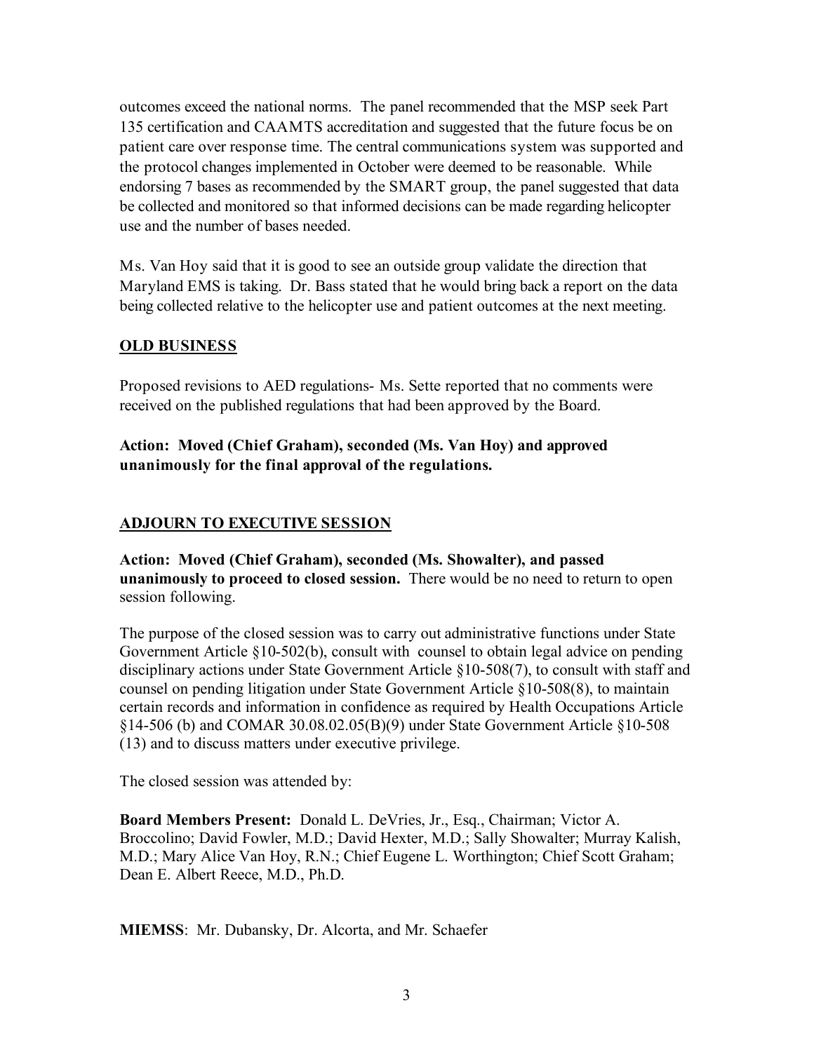outcomes exceed the national norms. The panel recommended that the MSP seek Part 135 certification and CAAMTS accreditation and suggested that the future focus be on patient care over response time. The central communications system was supported and the protocol changes implemented in October were deemed to be reasonable. While endorsing 7 bases as recommended by the SMART group, the panel suggested that data be collected and monitored so that informed decisions can be made regarding helicopter use and the number of bases needed.

Ms. Van Hoy said that it is good to see an outside group validate the direction that Maryland EMS is taking. Dr. Bass stated that he would bring back a report on the data being collected relative to the helicopter use and patient outcomes at the next meeting.

## OLD BUSINESS

Proposed revisions to AED regulations- Ms. Sette reported that no comments were received on the published regulations that had been approved by the Board.

**Action: Moved (Chief Graham), seconded (Ms. Van Hoy) and approved unanimously for the final approval of the regulations.**

## ADJOURN TO EXECUTIVE SESSION

**Action: Moved (Chief Graham), seconded (Ms. Showalter), and passed unanimously to proceed to closed session.** There would be no need to return to open session following.

The purpose of the closed session was to carry out administrative functions under State Government Article §10-502(b), consult with counsel to obtain legal advice on pending disciplinary actions under State Government Article §10-508(7), to consult with staff and counsel on pending litigation under State Government Article §10-508(8), to maintain certain records and information in confidence as required by Health Occupations Article §14-506 (b) and COMAR 30.08.02.05(B)(9) under State Government Article §10-508 (13) and to discuss matters under executive privilege.

The closed session was attended by:

**Board Members Present:** Donald L. DeVries, Jr., Esq., Chairman; Victor A. Broccolino; David Fowler, M.D.; David Hexter, M.D.; Sally Showalter; Murray Kalish, M.D.; Mary Alice Van Hoy, R.N.; Chief Eugene L. Worthington; Chief Scott Graham; Dean E. Albert Reece, M.D., Ph.D.

**MIEMSS**: Mr. Dubansky, Dr. Alcorta, and Mr. Schaefer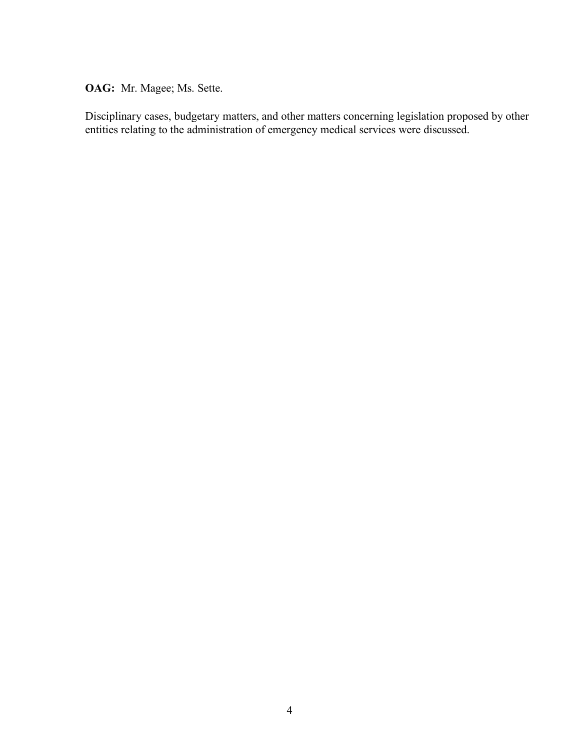**OAG:** Mr. Magee; Ms. Sette.

Disciplinary cases, budgetary matters, and other matters concerning legislation proposed by other entities relating to the administration of emergency medical services were discussed.